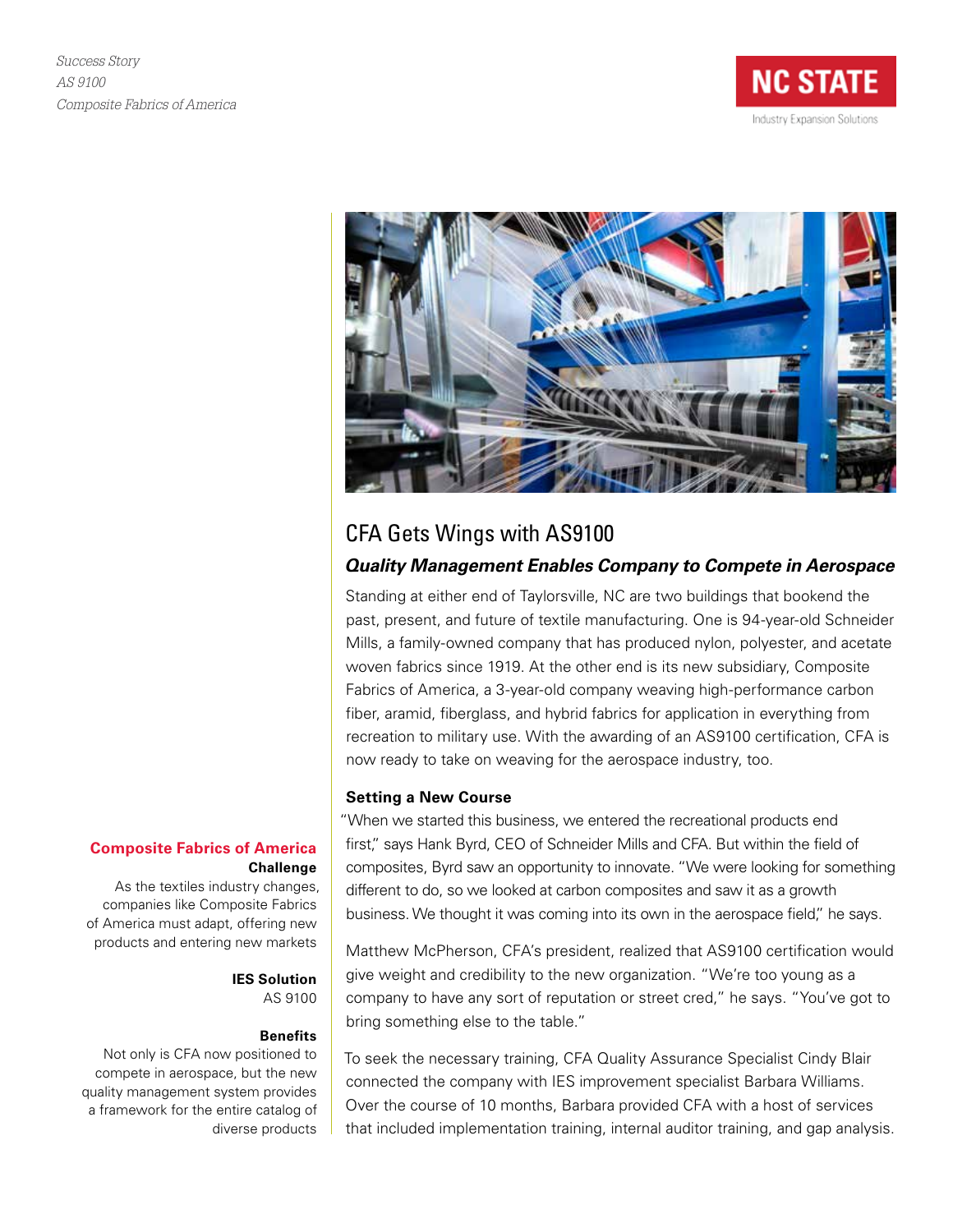*Success Story*
*AS 9100*
*Composite Fabrics of America*

NC STATE
Industry Expansion Solutions

# CFA Gets Wings with AS9100

## *Quality Management Enables Company to Compete in Aerospace*

Standing at either end of Taylorsville, NC are two buildings that bookend the past, present, and future of textile manufacturing. One is 94-year-old Schneider Mills, a family-owned company that has produced nylon, polyester, and acetate woven fabrics since 1919. At the other end is its new subsidiary, Composite Fabrics of America, a 3-year-old company weaving high-performance carbon fiber, aramid, fiberglass, and hybrid fabrics for application in everything from recreation to military use. With the awarding of an AS9100 certification, CFA is now ready to take on weaving for the aerospace industry, too.

### Setting a New Course

"When we started this business, we entered the recreational products end first," says Hank Byrd, CEO of Schneider Mills and CFA. But within the field of composites, Byrd saw an opportunity to innovate. "We were looking for something different to do, so we looked at carbon composites and saw it as a growth business. We thought it was coming into its own in the aerospace field," he says.

Matthew McPherson, CFA's president, realized that AS9100 certification would give weight and credibility to the new organization. "We're too young as a company to have any sort of reputation or street cred," he says. "You've got to bring something else to the table."

To seek the necessary training, CFA Quality Assurance Specialist Cindy Blair connected the company with IES improvement specialist Barbara Williams. Over the course of 10 months, Barbara provided CFA with a host of services that included implementation training, internal auditor training, and gap analysis.

**Composite Fabrics of America**

**Challenge**

As the textiles industry changes, companies like Composite Fabrics of America must adapt, offering new products and entering new markets

**IES Solution**

AS 9100

**Benefits**

Not only is CFA now positioned to compete in aerospace, but the new quality management system provides a framework for the entire catalog of diverse products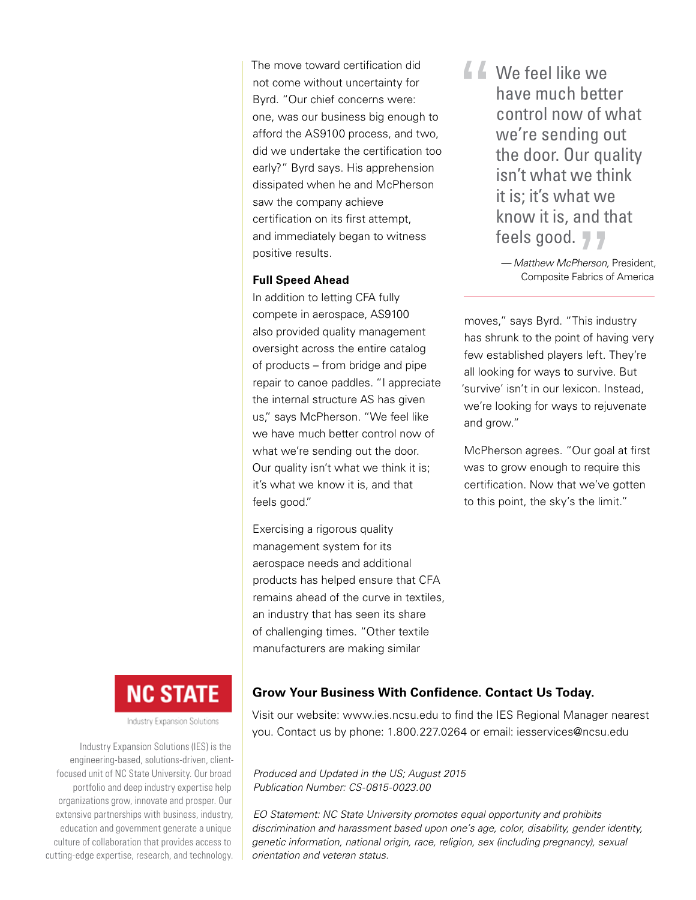The move toward certification did not come without uncertainty for Byrd. "Our chief concerns were: one, was our business big enough to afford the AS9100 process, and two, did we undertake the certification too early?" Byrd says. His apprehension dissipated when he and McPherson saw the company achieve certification on its first attempt, and immediately began to witness positive results.

**Full Speed Ahead**

In addition to letting CFA fully compete in aerospace, AS9100 also provided quality management oversight across the entire catalog of products – from bridge and pipe repair to canoe paddles. "I appreciate the internal structure AS has given us," says McPherson. "We feel like we have much better control now of what we're sending out the door. Our quality isn't what we think it is; it's what we know it is, and that feels good."

Exercising a rigorous quality management system for its aerospace needs and additional products has helped ensure that CFA remains ahead of the curve in textiles, an industry that has seen its share of challenging times. "Other textile manufacturers are making similar moves," says Byrd. "This industry has shrunk to the point of having very few established players left. They're all looking for ways to survive. But 'survive' isn't in our lexicon. Instead, we're looking for ways to rejuvenate and grow."

> "We feel like we have much better control now of what we're sending out the door. Our quality isn't what we think it is; it's what we know it is, and that feels good."
>
> — *Matthew McPherson,* President, Composite Fabrics of America

McPherson agrees. "Our goal at first was to grow enough to require this certification. Now that we've gotten to this point, the sky's the limit."

**NC STATE**

Industry Expansion Solutions

Industry Expansion Solutions (IES) is the engineering-based, solutions-driven, client-focused unit of NC State University. Our broad portfolio and deep industry expertise help organizations grow, innovate and prosper. Our extensive partnerships with business, industry, education and government generate a unique culture of collaboration that provides access to cutting-edge expertise, research, and technology.

**Grow Your Business With Confidence. Contact Us Today.**

Visit our website: www.ies.ncsu.edu to find the IES Regional Manager nearest you. Contact us by phone: 1.800.227.0264 or email: iesservices@ncsu.edu

*Produced and Updated in the US; August 2015*
*Publication Number: CS-0815-0023.00*

*EO Statement: NC State University promotes equal opportunity and prohibits discrimination and harassment based upon one's age, color, disability, gender identity, genetic information, national origin, race, religion, sex (including pregnancy), sexual orientation and veteran status.*